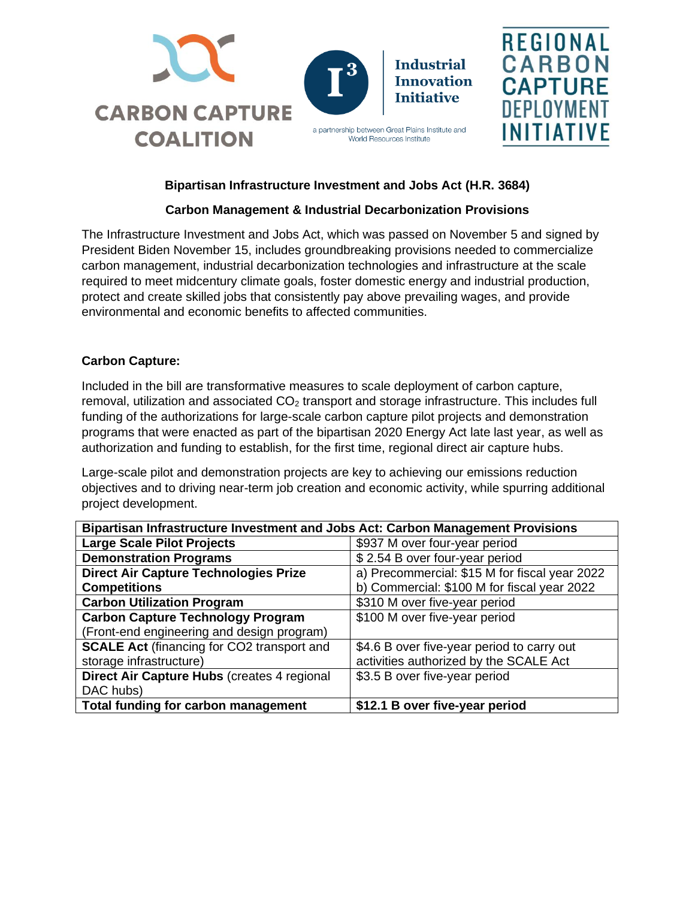CARBON CAPTURE COALITION

Industrial Innovation Initiative

a partnership between Great Plains Institute and World Resources Institute

REGIONAL CARBON CAPTURE DEPLOYMENT INITIATIVE

## Bipartisan Infrastructure Investment and Jobs Act (H.R. 3684)

## Carbon Management & Industrial Decarbonization Provisions

The Infrastructure Investment and Jobs Act, which was passed on November 5 and signed by President Biden November 15, includes groundbreaking provisions needed to commercialize carbon management, industrial decarbonization technologies and infrastructure at the scale required to meet midcentury climate goals, foster domestic energy and industrial production, protect and create skilled jobs that consistently pay above prevailing wages, and provide environmental and economic benefits to affected communities.

### Carbon Capture:

Included in the bill are transformative measures to scale deployment of carbon capture, removal, utilization and associated $CO_2$ transport and storage infrastructure. This includes full funding of the authorizations for large-scale carbon capture pilot projects and demonstration programs that were enacted as part of the bipartisan 2020 Energy Act late last year, as well as authorization and funding to establish, for the first time, regional direct air capture hubs.

Large-scale pilot and demonstration projects are key to achieving our emissions reduction objectives and to driving near-term job creation and economic activity, while spurring additional project development.

| **Bipartisan Infrastructure Investment and Jobs Act: Carbon Management Provisions** | |
|---|---|
| **Large Scale Pilot Projects** | $937 M over four-year period |
| **Demonstration Programs** | $ 2.54 B over four-year period |
| **Direct Air Capture Technologies Prize Competitions** | a) Precommercial: $15 M for fiscal year 2022<br>b) Commercial: $100 M for fiscal year 2022 |
| **Carbon Utilization Program** | $310 M over five-year period |
| **Carbon Capture Technology Program** (Front-end engineering and design program) | $100 M over five-year period |
| **SCALE Act** (financing for CO2 transport and storage infrastructure) | $4.6 B over five-year period to carry out activities authorized by the SCALE Act |
| **Direct Air Capture Hubs** (creates 4 regional DAC hubs) | $3.5 B over five-year period |
| **Total funding for carbon management** | **$12.1 B over five-year period** |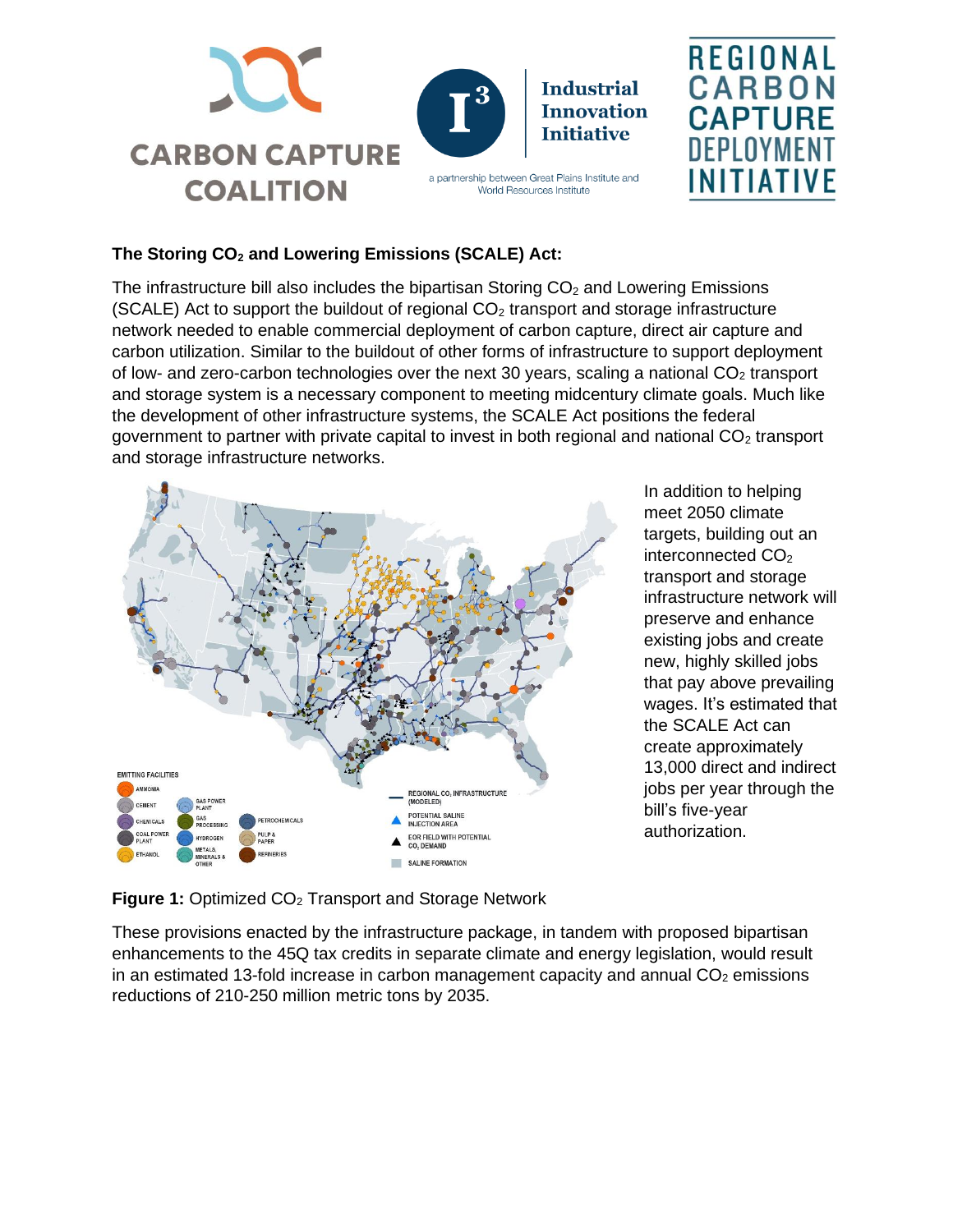CARBON CAPTURE COALITION

Industrial Innovation Initiative

a partnership between Great Plains Institute and World Resources Institute

REGIONAL CARBON CAPTURE DEPLOYMENT INITIATIVE

**The Storing $CO_2$ and Lowering Emissions (SCALE) Act:**

The infrastructure bill also includes the bipartisan Storing $CO_2$ and Lowering Emissions (SCALE) Act to support the buildout of regional $CO_2$ transport and storage infrastructure network needed to enable commercial deployment of carbon capture, direct air capture and carbon utilization. Similar to the buildout of other forms of infrastructure to support deployment of low- and zero-carbon technologies over the next 30 years, scaling a national $CO_2$ transport and storage system is a necessary component to meeting midcentury climate goals. Much like the development of other infrastructure systems, the SCALE Act positions the federal government to partner with private capital to invest in both regional and national $CO_2$ transport and storage infrastructure networks.

In addition to helping meet 2050 climate targets, building out an interconnected $CO_2$ transport and storage infrastructure network will preserve and enhance existing jobs and create new, highly skilled jobs that pay above prevailing wages. It's estimated that the SCALE Act can create approximately 13,000 direct and indirect jobs per year through the bill's five-year authorization.

**Figure 1:** Optimized $CO_2$ Transport and Storage Network

These provisions enacted by the infrastructure package, in tandem with proposed bipartisan enhancements to the 45Q tax credits in separate climate and energy legislation, would result in an estimated 13-fold increase in carbon management capacity and annual $CO_2$ emissions reductions of 210-250 million metric tons by 2035.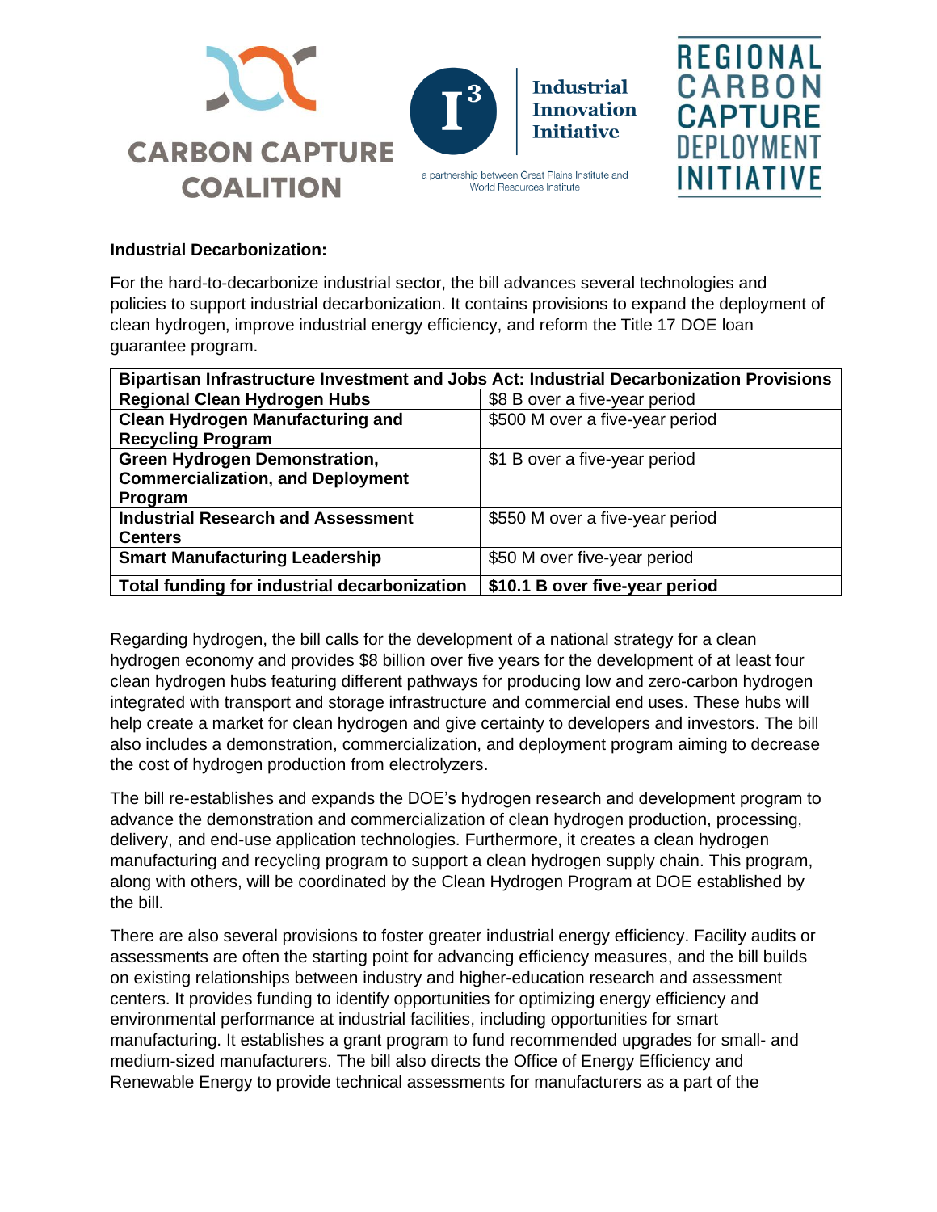**Industrial Decarbonization:**

For the hard-to-decarbonize industrial sector, the bill advances several technologies and policies to support industrial decarbonization. It contains provisions to expand the deployment of clean hydrogen, improve industrial energy efficiency, and reform the Title 17 DOE loan guarantee program.

| **Bipartisan Infrastructure Investment and Jobs Act: Industrial Decarbonization Provisions** | |
|---|---|
| **Regional Clean Hydrogen Hubs** | $8 B over a five-year period |
| **Clean Hydrogen Manufacturing and Recycling Program** | $500 M over a five-year period |
| **Green Hydrogen Demonstration, Commercialization, and Deployment Program** | $1 B over a five-year period |
| **Industrial Research and Assessment Centers** | $550 M over a five-year period |
| **Smart Manufacturing Leadership** | $50 M over five-year period |
| **Total funding for industrial decarbonization** | **$10.1 B over five-year period** |

Regarding hydrogen, the bill calls for the development of a national strategy for a clean hydrogen economy and provides $8 billion over five years for the development of at least four clean hydrogen hubs featuring different pathways for producing low and zero-carbon hydrogen integrated with transport and storage infrastructure and commercial end uses. These hubs will help create a market for clean hydrogen and give certainty to developers and investors. The bill also includes a demonstration, commercialization, and deployment program aiming to decrease the cost of hydrogen production from electrolyzers.

The bill re-establishes and expands the DOE's hydrogen research and development program to advance the demonstration and commercialization of clean hydrogen production, processing, delivery, and end-use application technologies. Furthermore, it creates a clean hydrogen manufacturing and recycling program to support a clean hydrogen supply chain. This program, along with others, will be coordinated by the Clean Hydrogen Program at DOE established by the bill.

There are also several provisions to foster greater industrial energy efficiency. Facility audits or assessments are often the starting point for advancing efficiency measures, and the bill builds on existing relationships between industry and higher-education research and assessment centers. It provides funding to identify opportunities for optimizing energy efficiency and environmental performance at industrial facilities, including opportunities for smart manufacturing. It establishes a grant program to fund recommended upgrades for small- and medium-sized manufacturers. The bill also directs the Office of Energy Efficiency and Renewable Energy to provide technical assessments for manufacturers as a part of the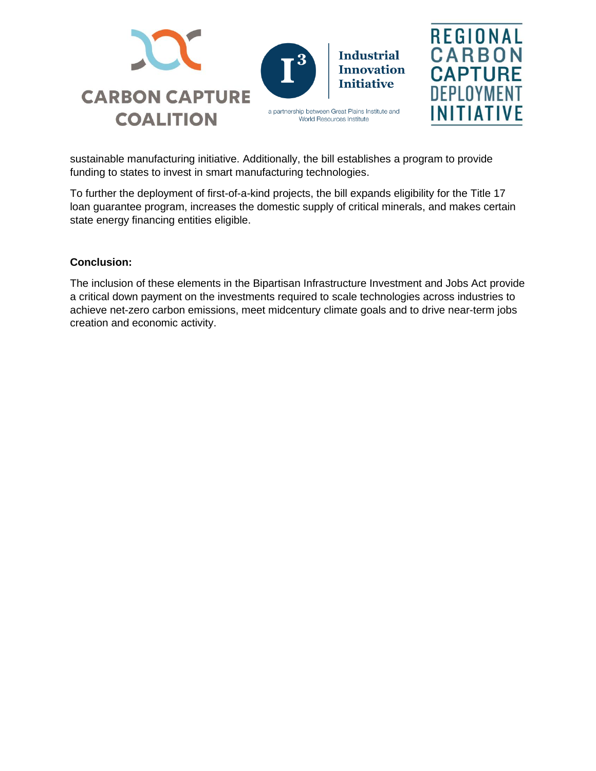sustainable manufacturing initiative. Additionally, the bill establishes a program to provide funding to states to invest in smart manufacturing technologies.

To further the deployment of first-of-a-kind projects, the bill expands eligibility for the Title 17 loan guarantee program, increases the domestic supply of critical minerals, and makes certain state energy financing entities eligible.

**Conclusion:**

The inclusion of these elements in the Bipartisan Infrastructure Investment and Jobs Act provide a critical down payment on the investments required to scale technologies across industries to achieve net-zero carbon emissions, meet midcentury climate goals and to drive near-term jobs creation and economic activity.